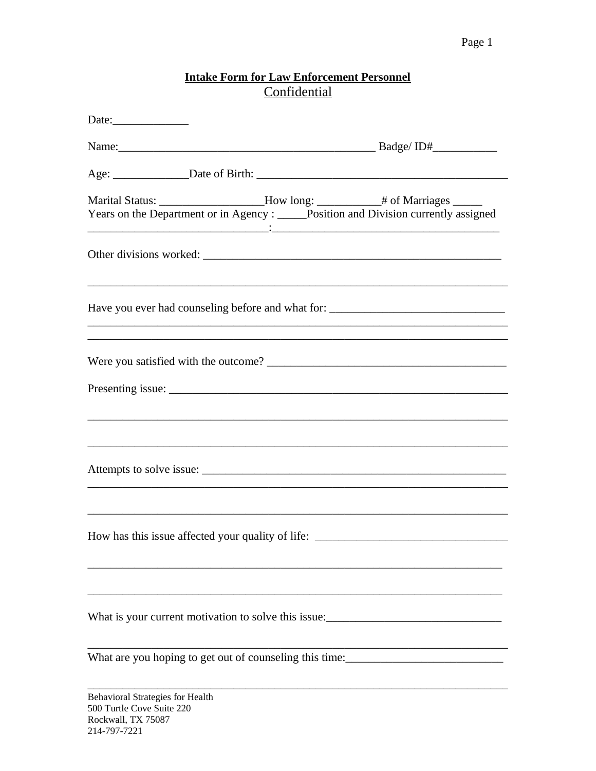**Intake Form for Law Enforcement Personnel**

Confidential

Date:_____________

Name:____________________________________________ Badge/ ID#___________

Age: _____________Date of Birth: ___________________________________________

Marital Status: _________________How long: __________# of Marriages _____
Years on the Department or in Agency : _____Position and Division currently assigned
______________________________:_____________________________________

Other divisions worked: _____________________________________________________

__________________________________________________________________________

Have you ever had counseling before and what for: _____________________________
__________________________________________________________________________
__________________________________________________________________________

Were you satisfied with the outcome? ________________________________________

Presenting issue: __________________________________________________________

__________________________________________________________________________

__________________________________________________________________________

Attempts to solve issue: _____________________________________________________
__________________________________________________________________________

__________________________________________________________________________

How has this issue affected your quality of life: ________________________________

__________________________________________________________________________

__________________________________________________________________________

What is your current motivation to solve this issue:______________________________

__________________________________________________________________________

What are you hoping to get out of counseling this time:___________________________

__________________________________________________________________________

Behavioral Strategies for Health
500 Turtle Cove Suite 220
Rockwall, TX 75087
214-797-7221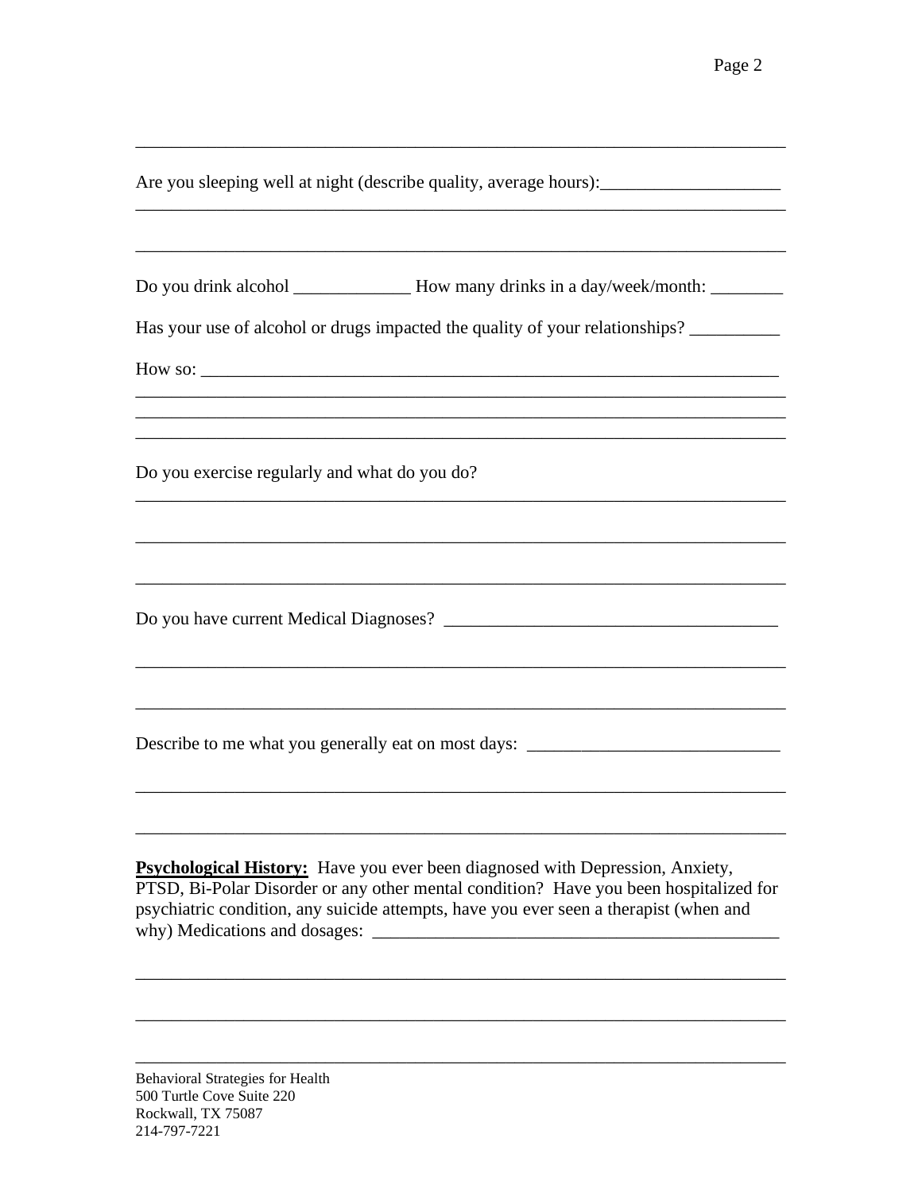______________________________________________________________________________

Are you sleeping well at night (describe quality, average hours):____________________
______________________________________________________________________________

______________________________________________________________________________

Do you drink alcohol _____________ How many drinks in a day/week/month: ________

Has your use of alcohol or drugs impacted the quality of your relationships? __________

How so: ________________________________________________________________
______________________________________________________________________________
______________________________________________________________________________
______________________________________________________________________________

Do you exercise regularly and what do you do?
______________________________________________________________________________

______________________________________________________________________________

______________________________________________________________________________

Do you have current Medical Diagnoses? _____________________________________

______________________________________________________________________________

______________________________________________________________________________

Describe to me what you generally eat on most days: ____________________________

______________________________________________________________________________

______________________________________________________________________________

**Psychological History:** Have you ever been diagnosed with Depression, Anxiety, PTSD, Bi-Polar Disorder or any other mental condition? Have you been hospitalized for psychiatric condition, any suicide attempts, have you ever seen a therapist (when and why) Medications and dosages: _______________________________________________

______________________________________________________________________________

______________________________________________________________________________

______________________________________________________________________________

Behavioral Strategies for Health
500 Turtle Cove Suite 220
Rockwall, TX 75087
214-797-7221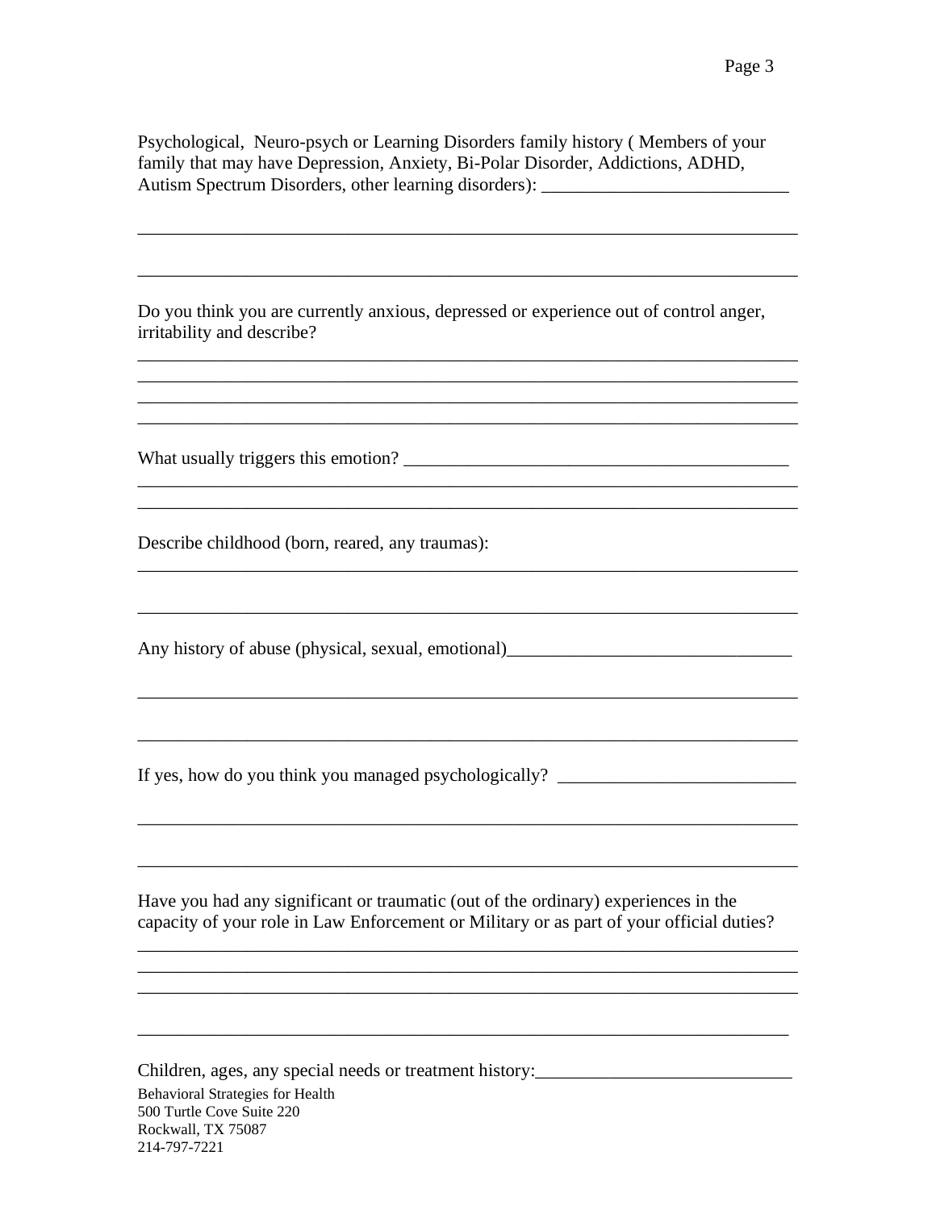Psychological, Neuro-psych or Learning Disorders family history ( Members of your family that may have Depression, Anxiety, Bi-Polar Disorder, Addictions, ADHD, Autism Spectrum Disorders, other learning disorders): ___________________________

_________________________________________________________________________

_________________________________________________________________________

Do you think you are currently anxious, depressed or experience out of control anger, irritability and describe?

_________________________________________________________________________

_________________________________________________________________________

_________________________________________________________________________

_________________________________________________________________________

What usually triggers this emotion? ___________________________________________

_________________________________________________________________________

_________________________________________________________________________

Describe childhood (born, reared, any traumas):

_________________________________________________________________________

_________________________________________________________________________

Any history of abuse (physical, sexual, emotional)_______________________________

_________________________________________________________________________

_________________________________________________________________________

If yes, how do you think you managed psychologically? _________________________

_________________________________________________________________________

_________________________________________________________________________

Have you had any significant or traumatic (out of the ordinary) experiences in the capacity of your role in Law Enforcement or Military or as part of your official duties?

_________________________________________________________________________

_________________________________________________________________________

_________________________________________________________________________

_________________________________________________________________________

Children, ages, any special needs or treatment history:___________________________

Behavioral Strategies for Health
500 Turtle Cove Suite 220
Rockwall, TX 75087
214-797-7221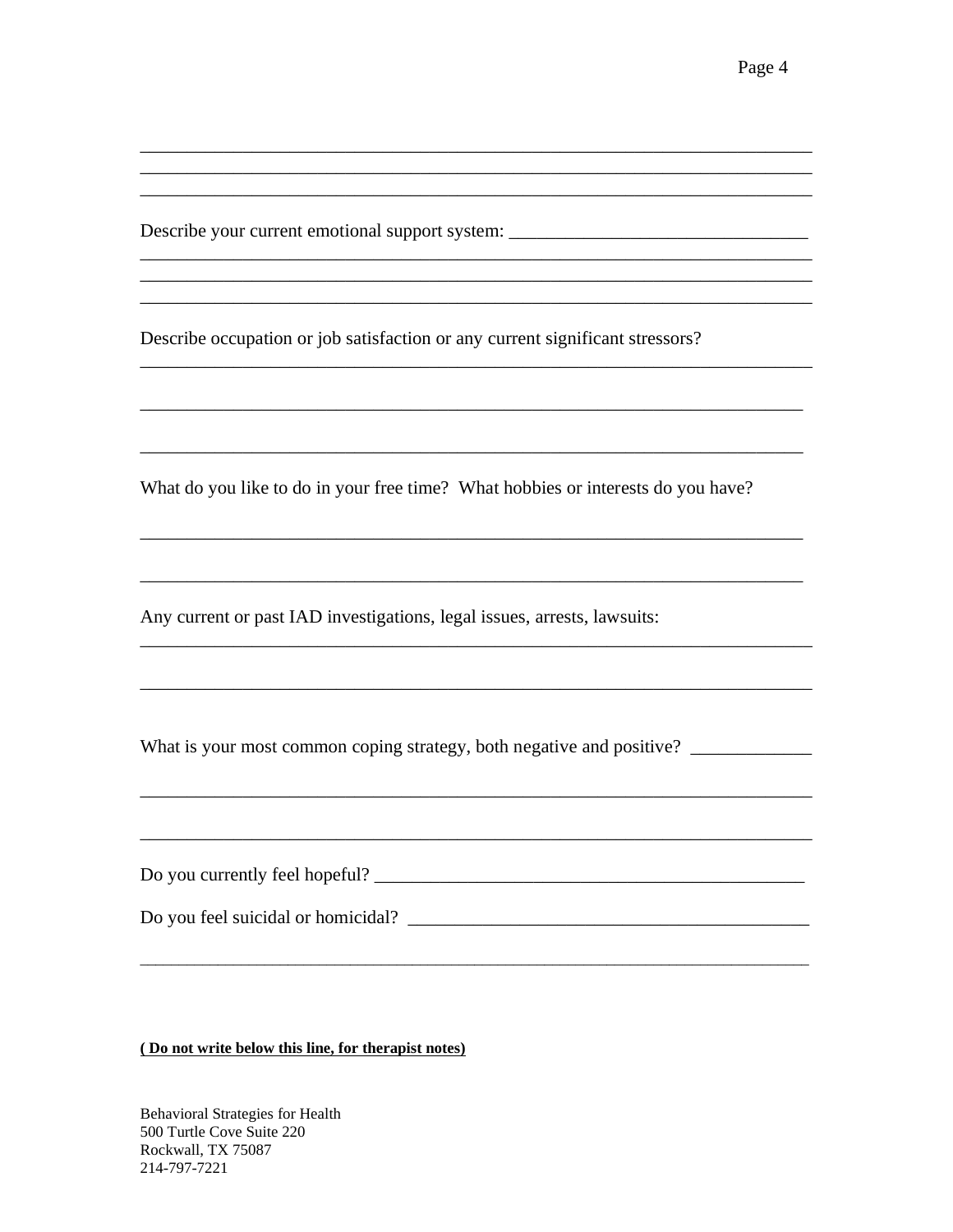___________________________________________________________________________
___________________________________________________________________________
___________________________________________________________________________

Describe your current emotional support system: ________________________________
___________________________________________________________________________
___________________________________________________________________________
___________________________________________________________________________

Describe occupation or job satisfaction or any current significant stressors?
___________________________________________________________________________

___________________________________________________________________________

___________________________________________________________________________

What do you like to do in your free time? What hobbies or interests do you have?

___________________________________________________________________________

___________________________________________________________________________

Any current or past IAD investigations, legal issues, arrests, lawsuits:
___________________________________________________________________________

___________________________________________________________________________

What is your most common coping strategy, both negative and positive? _____________

___________________________________________________________________________

___________________________________________________________________________

Do you currently feel hopeful? ______________________________________________

Do you feel suicidal or homicidal? ___________________________________________

___________________________________________________________________________

**( Do not write below this line, for therapist notes)**

Behavioral Strategies for Health
500 Turtle Cove Suite 220
Rockwall, TX 75087
214-797-7221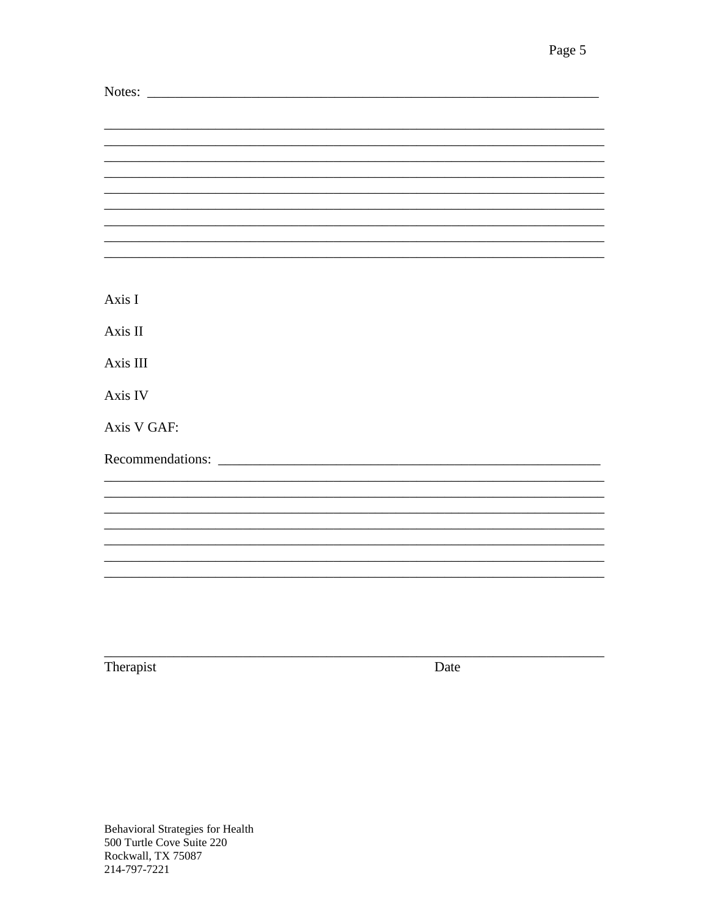Notes: ________________________________________________________________

________________________________________________________________________
________________________________________________________________________
________________________________________________________________________
________________________________________________________________________
________________________________________________________________________
________________________________________________________________________
________________________________________________________________________
________________________________________________________________________
________________________________________________________________________

Axis I

Axis II

Axis III

Axis IV

Axis V GAF:

Recommendations: ______________________________________________________
________________________________________________________________________
________________________________________________________________________
________________________________________________________________________
________________________________________________________________________
________________________________________________________________________
________________________________________________________________________
________________________________________________________________________

________________________________________________________________________
Therapist                                                  Date

Behavioral Strategies for Health
500 Turtle Cove Suite 220
Rockwall, TX 75087
214-797-7221